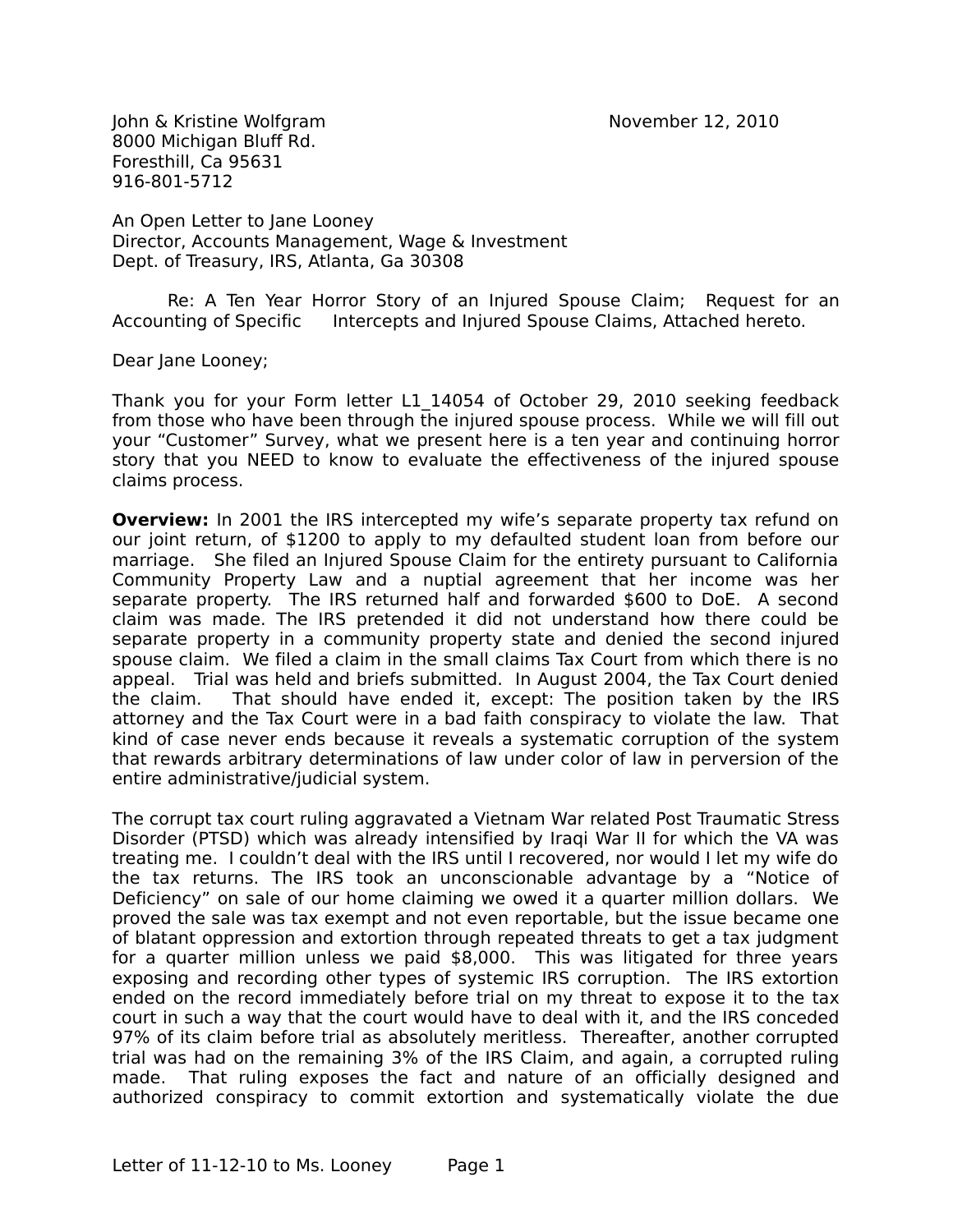John & Kristine Wolfgram
8000 Michigan Bluff Rd.
Foresthill, Ca 95631
916-801-5712

November 12, 2010

An Open Letter to Jane Looney
Director, Accounts Management, Wage & Investment
Dept. of Treasury, IRS, Atlanta, Ga 30308

Re: A Ten Year Horror Story of an Injured Spouse Claim; Request for an Accounting of Specific Intercepts and Injured Spouse Claims, Attached hereto.

Dear Jane Looney;

Thank you for your Form letter L1_14054 of October 29, 2010 seeking feedback from those who have been through the injured spouse process. While we will fill out your "Customer" Survey, what we present here is a ten year and continuing horror story that you NEED to know to evaluate the effectiveness of the injured spouse claims process.

**Overview:** In 2001 the IRS intercepted my wife's separate property tax refund on our joint return, of $1200 to apply to my defaulted student loan from before our marriage. She filed an Injured Spouse Claim for the entirety pursuant to California Community Property Law and a nuptial agreement that her income was her separate property. The IRS returned half and forwarded $600 to DoE. A second claim was made. The IRS pretended it did not understand how there could be separate property in a community property state and denied the second injured spouse claim. We filed a claim in the small claims Tax Court from which there is no appeal. Trial was held and briefs submitted. In August 2004, the Tax Court denied the claim. That should have ended it, except: The position taken by the IRS attorney and the Tax Court were in a bad faith conspiracy to violate the law. That kind of case never ends because it reveals a systematic corruption of the system that rewards arbitrary determinations of law under color of law in perversion of the entire administrative/judicial system.

The corrupt tax court ruling aggravated a Vietnam War related Post Traumatic Stress Disorder (PTSD) which was already intensified by Iraqi War II for which the VA was treating me. I couldn't deal with the IRS until I recovered, nor would I let my wife do the tax returns. The IRS took an unconscionable advantage by a "Notice of Deficiency" on sale of our home claiming we owed it a quarter million dollars. We proved the sale was tax exempt and not even reportable, but the issue became one of blatant oppression and extortion through repeated threats to get a tax judgment for a quarter million unless we paid $8,000. This was litigated for three years exposing and recording other types of systemic IRS corruption. The IRS extortion ended on the record immediately before trial on my threat to expose it to the tax court in such a way that the court would have to deal with it, and the IRS conceded 97% of its claim before trial as absolutely meritless. Thereafter, another corrupted trial was had on the remaining 3% of the IRS Claim, and again, a corrupted ruling made. That ruling exposes the fact and nature of an officially designed and authorized conspiracy to commit extortion and systematically violate the due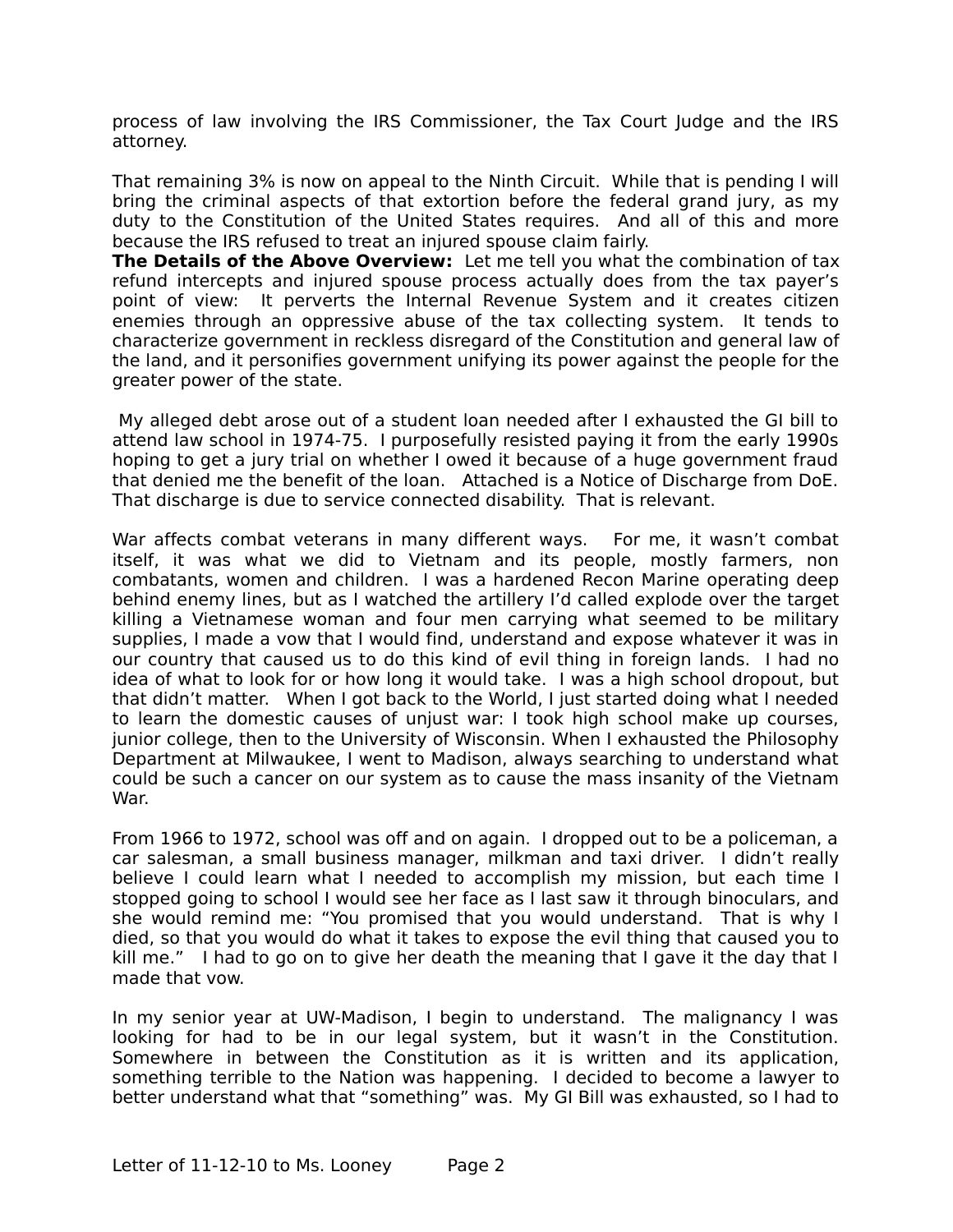process of law involving the IRS Commissioner, the Tax Court Judge and the IRS attorney.

That remaining 3% is now on appeal to the Ninth Circuit. While that is pending I will bring the criminal aspects of that extortion before the federal grand jury, as my duty to the Constitution of the United States requires. And all of this and more because the IRS refused to treat an injured spouse claim fairly.

**The Details of the Above Overview:** Let me tell you what the combination of tax refund intercepts and injured spouse process actually does from the tax payer's point of view: It perverts the Internal Revenue System and it creates citizen enemies through an oppressive abuse of the tax collecting system. It tends to characterize government in reckless disregard of the Constitution and general law of the land, and it personifies government unifying its power against the people for the greater power of the state.

My alleged debt arose out of a student loan needed after I exhausted the GI bill to attend law school in 1974-75. I purposefully resisted paying it from the early 1990s hoping to get a jury trial on whether I owed it because of a huge government fraud that denied me the benefit of the loan. Attached is a Notice of Discharge from DoE. That discharge is due to service connected disability. That is relevant.

War affects combat veterans in many different ways. For me, it wasn't combat itself, it was what we did to Vietnam and its people, mostly farmers, non combatants, women and children. I was a hardened Recon Marine operating deep behind enemy lines, but as I watched the artillery I'd called explode over the target killing a Vietnamese woman and four men carrying what seemed to be military supplies, I made a vow that I would find, understand and expose whatever it was in our country that caused us to do this kind of evil thing in foreign lands. I had no idea of what to look for or how long it would take. I was a high school dropout, but that didn't matter. When I got back to the World, I just started doing what I needed to learn the domestic causes of unjust war: I took high school make up courses, junior college, then to the University of Wisconsin. When I exhausted the Philosophy Department at Milwaukee, I went to Madison, always searching to understand what could be such a cancer on our system as to cause the mass insanity of the Vietnam War.

From 1966 to 1972, school was off and on again. I dropped out to be a policeman, a car salesman, a small business manager, milkman and taxi driver. I didn't really believe I could learn what I needed to accomplish my mission, but each time I stopped going to school I would see her face as I last saw it through binoculars, and she would remind me: "You promised that you would understand. That is why I died, so that you would do what it takes to expose the evil thing that caused you to kill me." I had to go on to give her death the meaning that I gave it the day that I made that vow.

In my senior year at UW-Madison, I begin to understand. The malignancy I was looking for had to be in our legal system, but it wasn't in the Constitution. Somewhere in between the Constitution as it is written and its application, something terrible to the Nation was happening. I decided to become a lawyer to better understand what that "something" was. My GI Bill was exhausted, so I had to

Letter of 11-12-10 to Ms. Looney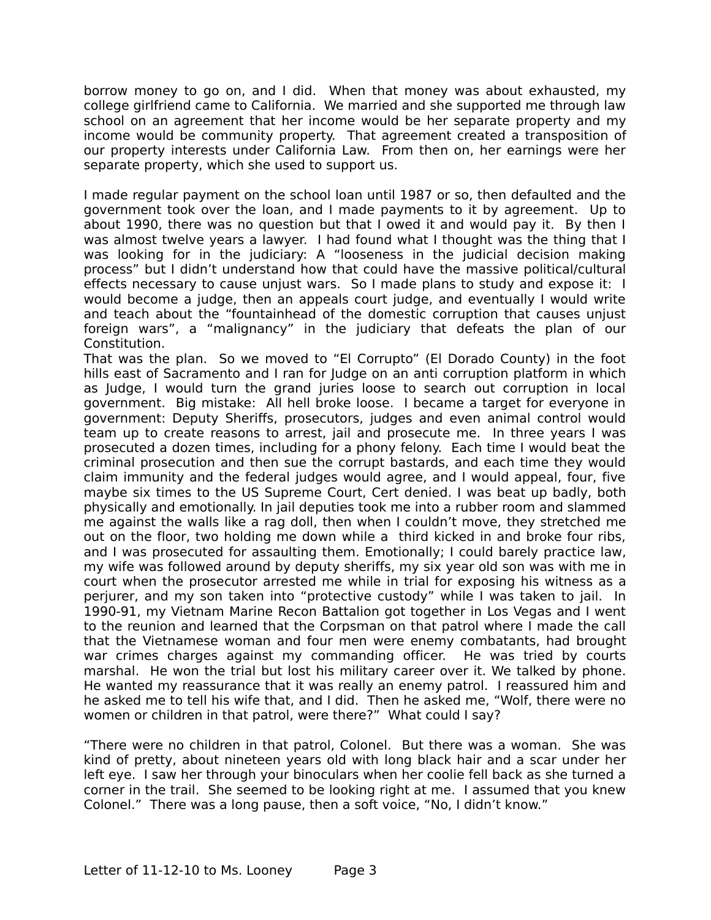borrow money to go on, and I did. When that money was about exhausted, my college girlfriend came to California. We married and she supported me through law school on an agreement that her income would be her separate property and my income would be community property. That agreement created a transposition of our property interests under California Law. From then on, her earnings were her separate property, which she used to support us.

I made regular payment on the school loan until 1987 or so, then defaulted and the government took over the loan, and I made payments to it by agreement. Up to about 1990, there was no question but that I owed it and would pay it. By then I was almost twelve years a lawyer. I had found what I thought was the thing that I was looking for in the judiciary: A "looseness in the judicial decision making process" but I didn't understand how that could have the massive political/cultural effects necessary to cause unjust wars. So I made plans to study and expose it: I would become a judge, then an appeals court judge, and eventually I would write and teach about the "fountainhead of the domestic corruption that causes unjust foreign wars", a "malignancy" in the judiciary that defeats the plan of our Constitution.

That was the plan. So we moved to "El Corrupto" (El Dorado County) in the foot hills east of Sacramento and I ran for Judge on an anti corruption platform in which as Judge, I would turn the grand juries loose to search out corruption in local government. Big mistake: All hell broke loose. I became a target for everyone in government: Deputy Sheriffs, prosecutors, judges and even animal control would team up to create reasons to arrest, jail and prosecute me. In three years I was prosecuted a dozen times, including for a phony felony. Each time I would beat the criminal prosecution and then sue the corrupt bastards, and each time they would claim immunity and the federal judges would agree, and I would appeal, four, five maybe six times to the US Supreme Court, Cert denied. I was beat up badly, both physically and emotionally. In jail deputies took me into a rubber room and slammed me against the walls like a rag doll, then when I couldn't move, they stretched me out on the floor, two holding me down while a third kicked in and broke four ribs, and I was prosecuted for assaulting them. Emotionally; I could barely practice law, my wife was followed around by deputy sheriffs, my six year old son was with me in court when the prosecutor arrested me while in trial for exposing his witness as a perjurer, and my son taken into "protective custody" while I was taken to jail. In 1990-91, my Vietnam Marine Recon Battalion got together in Los Vegas and I went to the reunion and learned that the Corpsman on that patrol where I made the call that the Vietnamese woman and four men were enemy combatants, had brought war crimes charges against my commanding officer. He was tried by courts marshal. He won the trial but lost his military career over it. We talked by phone. He wanted my reassurance that it was really an enemy patrol. I reassured him and he asked me to tell his wife that, and I did. Then he asked me, "Wolf, there were no women or children in that patrol, were there?" What could I say?

"There were no children in that patrol, Colonel. But there was a woman. She was kind of pretty, about nineteen years old with long black hair and a scar under her left eye. I saw her through your binoculars when her coolie fell back as she turned a corner in the trail. She seemed to be looking right at me. I assumed that you knew Colonel." There was a long pause, then a soft voice, "No, I didn't know."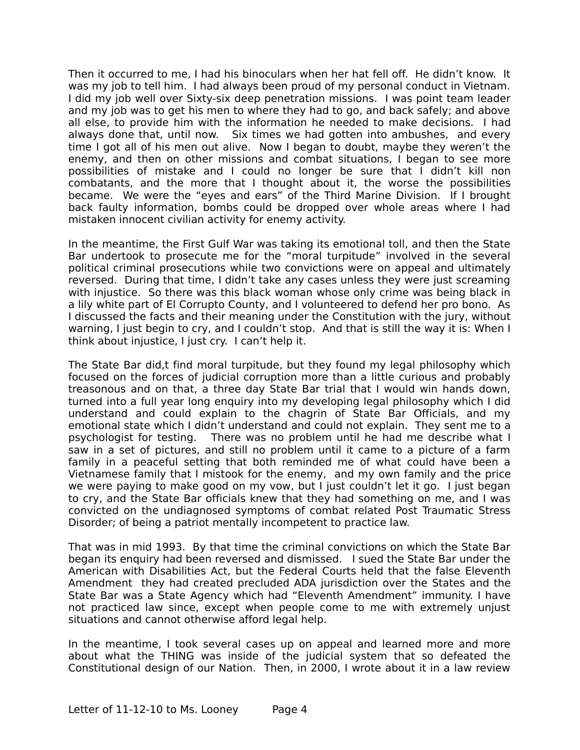Then it occurred to me, I had his binoculars when her hat fell off. He didn't know. It was my job to tell him. I had always been proud of my personal conduct in Vietnam. I did my job well over Sixty-six deep penetration missions. I was point team leader and my job was to get his men to where they had to go, and back safely; and above all else, to provide him with the information he needed to make decisions. I had always done that, until now. Six times we had gotten into ambushes, and every time I got all of his men out alive. Now I began to doubt, maybe they weren't the enemy, and then on other missions and combat situations, I began to see more possibilities of mistake and I could no longer be sure that I didn't kill non combatants, and the more that I thought about it, the worse the possibilities became. We were the "eyes and ears" of the Third Marine Division. If I brought back faulty information, bombs could be dropped over whole areas where I had mistaken innocent civilian activity for enemy activity.

In the meantime, the First Gulf War was taking its emotional toll, and then the State Bar undertook to prosecute me for the "moral turpitude" involved in the several political criminal prosecutions while two convictions were on appeal and ultimately reversed. During that time, I didn't take any cases unless they were just screaming with injustice. So there was this black woman whose only crime was being black in a lily white part of El Corrupto County, and I volunteered to defend her pro bono. As I discussed the facts and their meaning under the Constitution with the jury, without warning, I just begin to cry, and I couldn't stop. And that is still the way it is: When I think about injustice, I just cry. I can't help it.

The State Bar did,t find moral turpitude, but they found my legal philosophy which focused on the forces of judicial corruption more than a little curious and probably treasonous and on that, a three day State Bar trial that I would win hands down, turned into a full year long enquiry into my developing legal philosophy which I did understand and could explain to the chagrin of State Bar Officials, and my emotional state which I didn't understand and could not explain. They sent me to a psychologist for testing. There was no problem until he had me describe what I saw in a set of pictures, and still no problem until it came to a picture of a farm family in a peaceful setting that both reminded me of what could have been a Vietnamese family that I mistook for the enemy, and my own family and the price we were paying to make good on my vow, but I just couldn't let it go. I just began to cry, and the State Bar officials knew that they had something on me, and I was convicted on the undiagnosed symptoms of combat related Post Traumatic Stress Disorder; of being a patriot mentally incompetent to practice law.

That was in mid 1993. By that time the criminal convictions on which the State Bar began its enquiry had been reversed and dismissed. I sued the State Bar under the American with Disabilities Act, but the Federal Courts held that the false Eleventh Amendment they had created precluded ADA jurisdiction over the States and the State Bar was a State Agency which had "Eleventh Amendment" immunity. I have not practiced law since, except when people come to me with extremely unjust situations and cannot otherwise afford legal help.

In the meantime, I took several cases up on appeal and learned more and more about what the THING was inside of the judicial system that so defeated the Constitutional design of our Nation. Then, in 2000, I wrote about it in a law review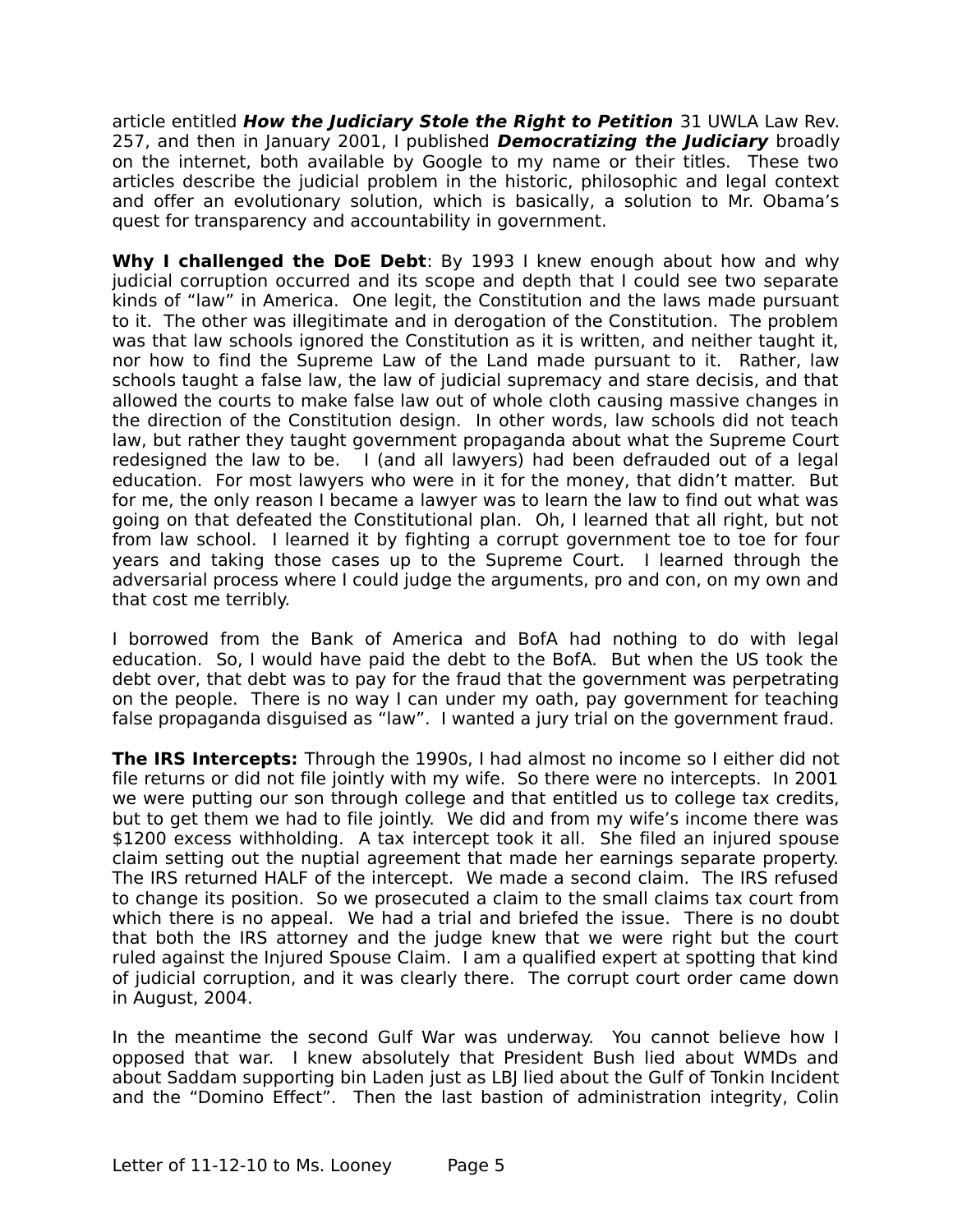article entitled ***How the Judiciary Stole the Right to Petition*** 31 UWLA Law Rev. 257, and then in January 2001, I published ***Democratizing the Judiciary*** broadly on the internet, both available by Google to my name or their titles. These two articles describe the judicial problem in the historic, philosophic and legal context and offer an evolutionary solution, which is basically, a solution to Mr. Obama's quest for transparency and accountability in government.

**Why I challenged the DoE Debt**: By 1993 I knew enough about how and why judicial corruption occurred and its scope and depth that I could see two separate kinds of "law" in America. One legit, the Constitution and the laws made pursuant to it. The other was illegitimate and in derogation of the Constitution. The problem was that law schools ignored the Constitution as it is written, and neither taught it, nor how to find the Supreme Law of the Land made pursuant to it. Rather, law schools taught a false law, the law of judicial supremacy and stare decisis, and that allowed the courts to make false law out of whole cloth causing massive changes in the direction of the Constitution design. In other words, law schools did not teach law, but rather they taught government propaganda about what the Supreme Court redesigned the law to be. I (and all lawyers) had been defrauded out of a legal education. For most lawyers who were in it for the money, that didn't matter. But for me, the only reason I became a lawyer was to learn the law to find out what was going on that defeated the Constitutional plan. Oh, I learned that all right, but not from law school. I learned it by fighting a corrupt government toe to toe for four years and taking those cases up to the Supreme Court. I learned through the adversarial process where I could judge the arguments, pro and con, on my own and that cost me terribly.

I borrowed from the Bank of America and BofA had nothing to do with legal education. So, I would have paid the debt to the BofA. But when the US took the debt over, that debt was to pay for the fraud that the government was perpetrating on the people. There is no way I can under my oath, pay government for teaching false propaganda disguised as "law". I wanted a jury trial on the government fraud.

**The IRS Intercepts:** Through the 1990s, I had almost no income so I either did not file returns or did not file jointly with my wife. So there were no intercepts. In 2001 we were putting our son through college and that entitled us to college tax credits, but to get them we had to file jointly. We did and from my wife's income there was $1200 excess withholding. A tax intercept took it all. She filed an injured spouse claim setting out the nuptial agreement that made her earnings separate property. The IRS returned HALF of the intercept. We made a second claim. The IRS refused to change its position. So we prosecuted a claim to the small claims tax court from which there is no appeal. We had a trial and briefed the issue. There is no doubt that both the IRS attorney and the judge knew that we were right but the court ruled against the Injured Spouse Claim. I am a qualified expert at spotting that kind of judicial corruption, and it was clearly there. The corrupt court order came down in August, 2004.

In the meantime the second Gulf War was underway. You cannot believe how I opposed that war. I knew absolutely that President Bush lied about WMDs and about Saddam supporting bin Laden just as LBJ lied about the Gulf of Tonkin Incident and the "Domino Effect". Then the last bastion of administration integrity, Colin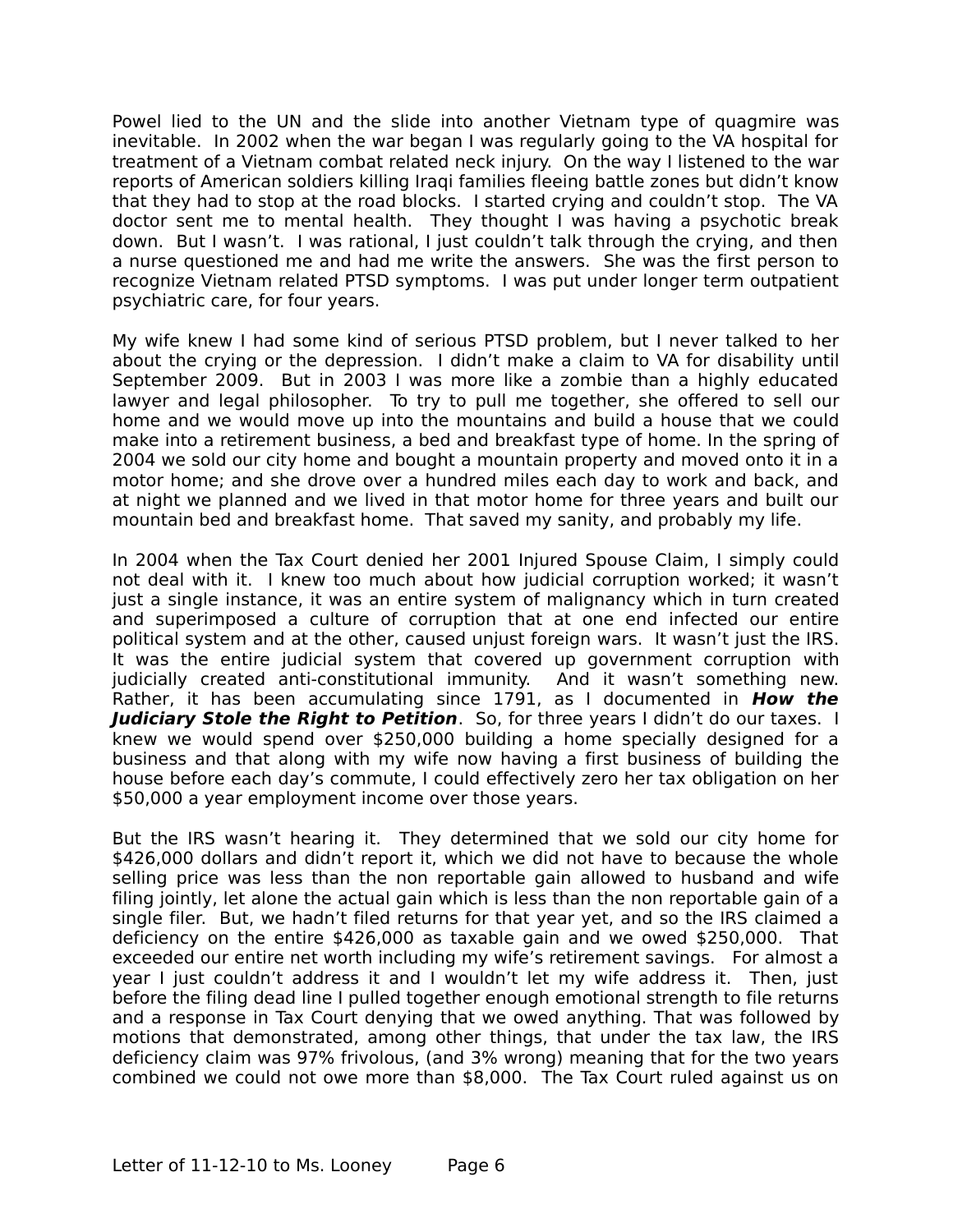Powel lied to the UN and the slide into another Vietnam type of quagmire was inevitable. In 2002 when the war began I was regularly going to the VA hospital for treatment of a Vietnam combat related neck injury. On the way I listened to the war reports of American soldiers killing Iraqi families fleeing battle zones but didn't know that they had to stop at the road blocks. I started crying and couldn't stop. The VA doctor sent me to mental health. They thought I was having a psychotic break down. But I wasn't. I was rational, I just couldn't talk through the crying, and then a nurse questioned me and had me write the answers. She was the first person to recognize Vietnam related PTSD symptoms. I was put under longer term outpatient psychiatric care, for four years.

My wife knew I had some kind of serious PTSD problem, but I never talked to her about the crying or the depression. I didn't make a claim to VA for disability until September 2009. But in 2003 I was more like a zombie than a highly educated lawyer and legal philosopher. To try to pull me together, she offered to sell our home and we would move up into the mountains and build a house that we could make into a retirement business, a bed and breakfast type of home. In the spring of 2004 we sold our city home and bought a mountain property and moved onto it in a motor home; and she drove over a hundred miles each day to work and back, and at night we planned and we lived in that motor home for three years and built our mountain bed and breakfast home. That saved my sanity, and probably my life.

In 2004 when the Tax Court denied her 2001 Injured Spouse Claim, I simply could not deal with it. I knew too much about how judicial corruption worked; it wasn't just a single instance, it was an entire system of malignancy which in turn created and superimposed a culture of corruption that at one end infected our entire political system and at the other, caused unjust foreign wars. It wasn't just the IRS. It was the entire judicial system that covered up government corruption with judicially created anti-constitutional immunity. And it wasn't something new. Rather, it has been accumulating since 1791, as I documented in ***How the Judiciary Stole the Right to Petition***. So, for three years I didn't do our taxes. I knew we would spend over $250,000 building a home specially designed for a business and that along with my wife now having a first business of building the house before each day's commute, I could effectively zero her tax obligation on her $50,000 a year employment income over those years.

But the IRS wasn't hearing it. They determined that we sold our city home for $426,000 dollars and didn't report it, which we did not have to because the whole selling price was less than the non reportable gain allowed to husband and wife filing jointly, let alone the actual gain which is less than the non reportable gain of a single filer. But, we hadn't filed returns for that year yet, and so the IRS claimed a deficiency on the entire $426,000 as taxable gain and we owed $250,000. That exceeded our entire net worth including my wife's retirement savings. For almost a year I just couldn't address it and I wouldn't let my wife address it. Then, just before the filing dead line I pulled together enough emotional strength to file returns and a response in Tax Court denying that we owed anything. That was followed by motions that demonstrated, among other things, that under the tax law, the IRS deficiency claim was 97% frivolous, (and 3% wrong) meaning that for the two years combined we could not owe more than $8,000. The Tax Court ruled against us on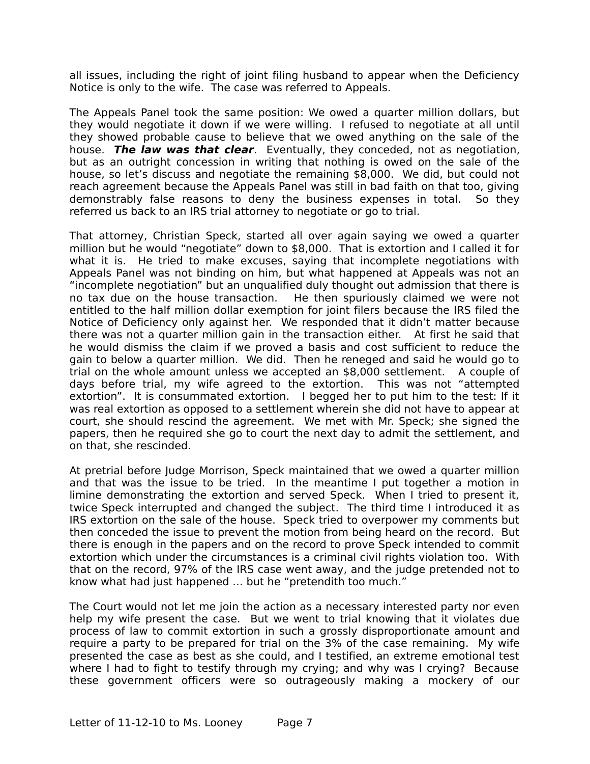all issues, including the right of joint filing husband to appear when the Deficiency Notice is only to the wife. The case was referred to Appeals.

The Appeals Panel took the same position: We owed a quarter million dollars, but they would negotiate it down if we were willing. I refused to negotiate at all until they showed probable cause to believe that we owed anything on the sale of the house. ***The law was that clear***. Eventually, they conceded, not as negotiation, but as an outright concession in writing that nothing is owed on the sale of the house, so let's discuss and negotiate the remaining $8,000. We did, but could not reach agreement because the Appeals Panel was still in bad faith on that too, giving demonstrably false reasons to deny the business expenses in total. So they referred us back to an IRS trial attorney to negotiate or go to trial.

That attorney, Christian Speck, started all over again saying we owed a quarter million but he would "negotiate" down to $8,000. That is extortion and I called it for what it is. He tried to make excuses, saying that incomplete negotiations with Appeals Panel was not binding on him, but what happened at Appeals was not an "incomplete negotiation" but an unqualified duly thought out admission that there is no tax due on the house transaction. He then spuriously claimed we were not entitled to the half million dollar exemption for joint filers because the IRS filed the Notice of Deficiency only against her. We responded that it didn't matter because there was not a quarter million gain in the transaction either. At first he said that he would dismiss the claim if we proved a basis and cost sufficient to reduce the gain to below a quarter million. We did. Then he reneged and said he would go to trial on the whole amount unless we accepted an $8,000 settlement. A couple of days before trial, my wife agreed to the extortion. This was not "attempted extortion". It is consummated extortion. I begged her to put him to the test: If it was real extortion as opposed to a settlement wherein she did not have to appear at court, she should rescind the agreement. We met with Mr. Speck; she signed the papers, then he required she go to court the next day to admit the settlement, and on that, she rescinded.

At pretrial before Judge Morrison, Speck maintained that we owed a quarter million and that was the issue to be tried. In the meantime I put together a motion in limine demonstrating the extortion and served Speck. When I tried to present it, twice Speck interrupted and changed the subject. The third time I introduced it as IRS extortion on the sale of the house. Speck tried to overpower my comments but then conceded the issue to prevent the motion from being heard on the record. But there is enough in the papers and on the record to prove Speck intended to commit extortion which under the circumstances is a criminal civil rights violation too. With that on the record, 97% of the IRS case went away, and the judge pretended not to know what had just happened ... but he "pretendith too much."

The Court would not let me join the action as a necessary interested party nor even help my wife present the case. But we went to trial knowing that it violates due process of law to commit extortion in such a grossly disproportionate amount and require a party to be prepared for trial on the 3% of the case remaining. My wife presented the case as best as she could, and I testified, an extreme emotional test where I had to fight to testify through my crying; and why was I crying? Because these government officers were so outrageously making a mockery of our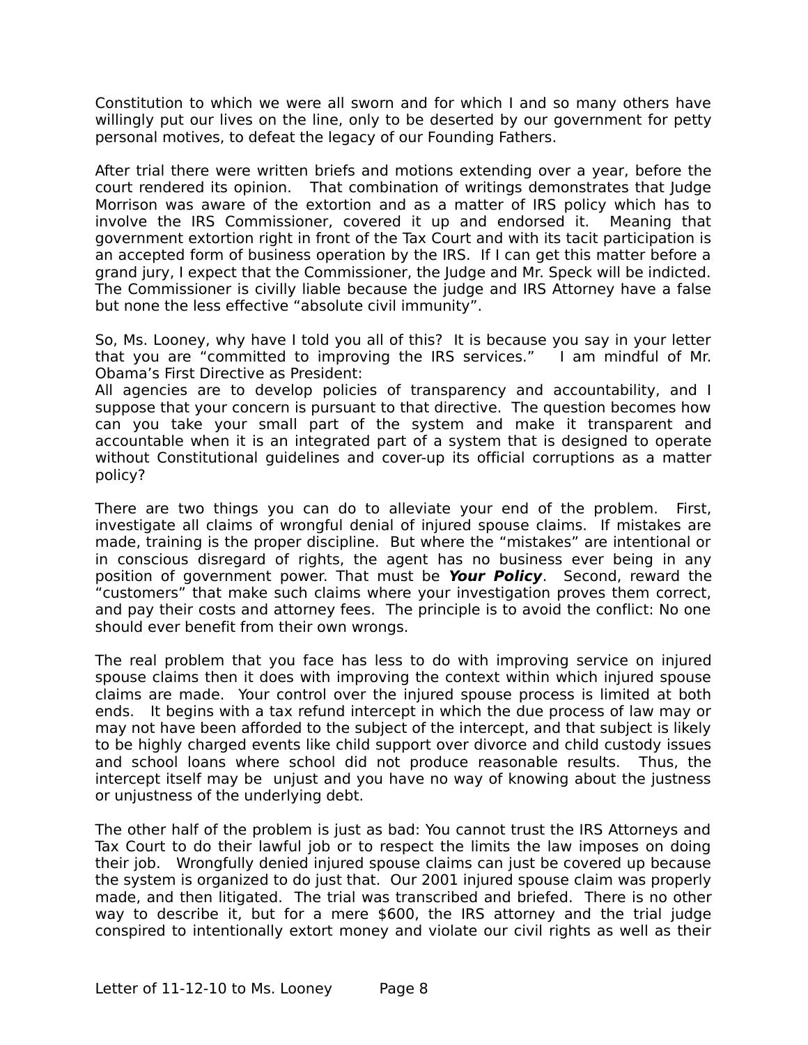Constitution to which we were all sworn and for which I and so many others have willingly put our lives on the line, only to be deserted by our government for petty personal motives, to defeat the legacy of our Founding Fathers.

After trial there were written briefs and motions extending over a year, before the court rendered its opinion. That combination of writings demonstrates that Judge Morrison was aware of the extortion and as a matter of IRS policy which has to involve the IRS Commissioner, covered it up and endorsed it. Meaning that government extortion right in front of the Tax Court and with its tacit participation is an accepted form of business operation by the IRS. If I can get this matter before a grand jury, I expect that the Commissioner, the Judge and Mr. Speck will be indicted. The Commissioner is civilly liable because the judge and IRS Attorney have a false but none the less effective "absolute civil immunity".

So, Ms. Looney, why have I told you all of this? It is because you say in your letter that you are "committed to improving the IRS services." I am mindful of Mr. Obama's First Directive as President:
All agencies are to develop policies of transparency and accountability, and I suppose that your concern is pursuant to that directive. The question becomes how can you take your small part of the system and make it transparent and accountable when it is an integrated part of a system that is designed to operate without Constitutional guidelines and cover-up its official corruptions as a matter policy?

There are two things you can do to alleviate your end of the problem. First, investigate all claims of wrongful denial of injured spouse claims. If mistakes are made, training is the proper discipline. But where the "mistakes" are intentional or in conscious disregard of rights, the agent has no business ever being in any position of government power. That must be ***Your Policy***. Second, reward the "customers" that make such claims where your investigation proves them correct, and pay their costs and attorney fees. The principle is to avoid the conflict: No one should ever benefit from their own wrongs.

The real problem that you face has less to do with improving service on injured spouse claims then it does with improving the context within which injured spouse claims are made. Your control over the injured spouse process is limited at both ends. It begins with a tax refund intercept in which the due process of law may or may not have been afforded to the subject of the intercept, and that subject is likely to be highly charged events like child support over divorce and child custody issues and school loans where school did not produce reasonable results. Thus, the intercept itself may be unjust and you have no way of knowing about the justness or unjustness of the underlying debt.

The other half of the problem is just as bad: You cannot trust the IRS Attorneys and Tax Court to do their lawful job or to respect the limits the law imposes on doing their job. Wrongfully denied injured spouse claims can just be covered up because the system is organized to do just that. Our 2001 injured spouse claim was properly made, and then litigated. The trial was transcribed and briefed. There is no other way to describe it, but for a mere $600, the IRS attorney and the trial judge conspired to intentionally extort money and violate our civil rights as well as their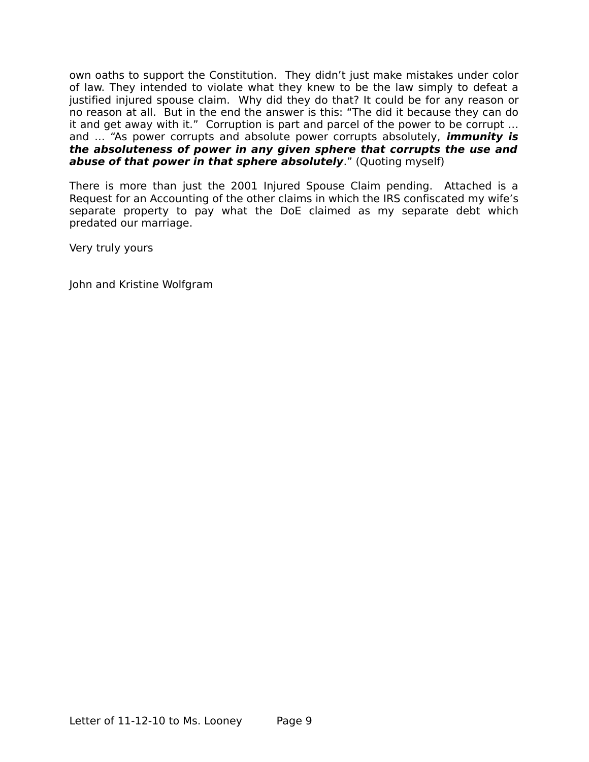own oaths to support the Constitution. They didn't just make mistakes under color of law. They intended to violate what they knew to be the law simply to defeat a justified injured spouse claim. Why did they do that? It could be for any reason or no reason at all. But in the end the answer is this: "The did it because they can do it and get away with it." Corruption is part and parcel of the power to be corrupt … and … "As power corrupts and absolute power corrupts absolutely, ***immunity is the absoluteness of power in any given sphere that corrupts the use and abuse of that power in that sphere absolutely***." (Quoting myself)

There is more than just the 2001 Injured Spouse Claim pending. Attached is a Request for an Accounting of the other claims in which the IRS confiscated my wife's separate property to pay what the DoE claimed as my separate debt which predated our marriage.

Very truly yours

John and Kristine Wolfgram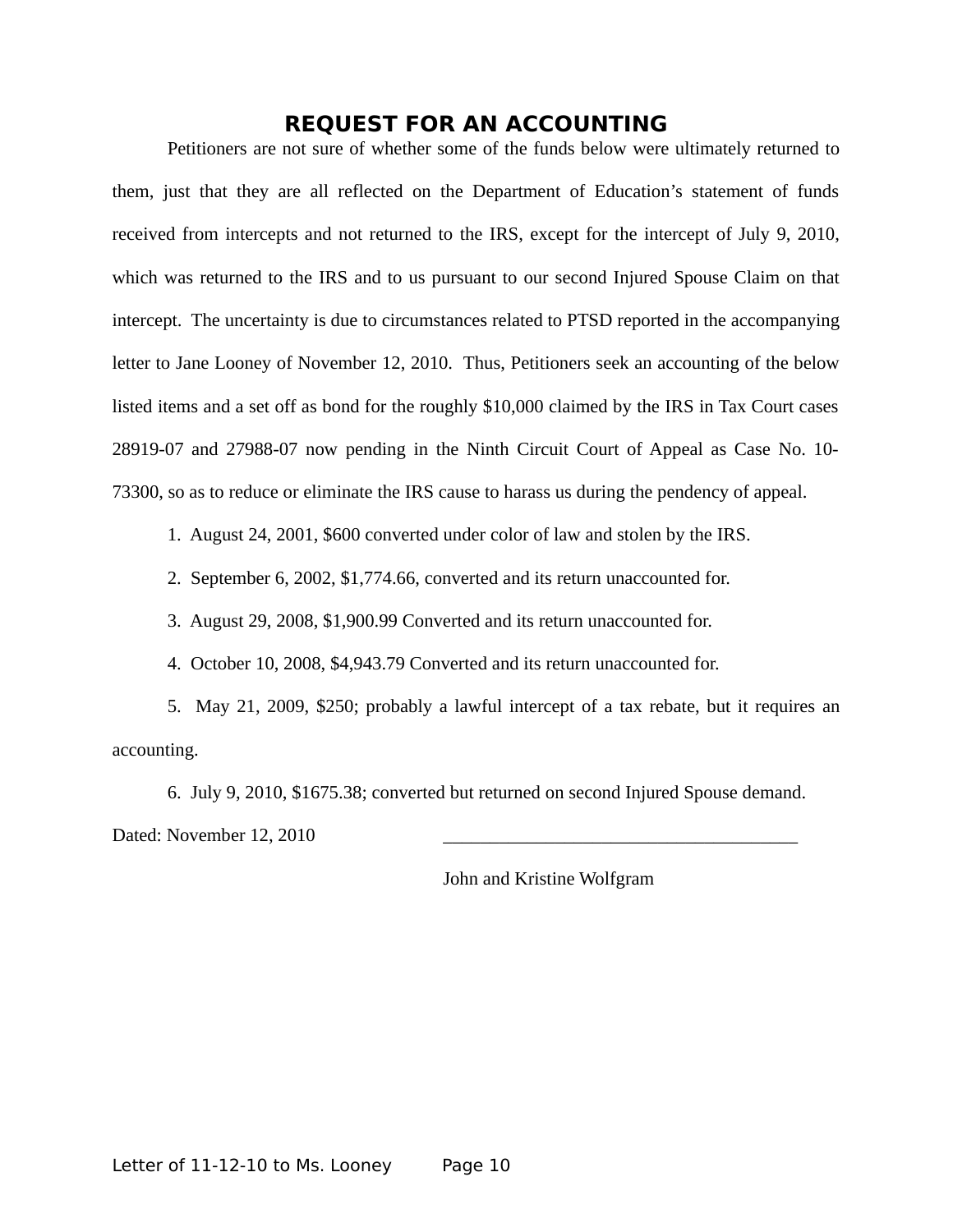# REQUEST FOR AN ACCOUNTING

Petitioners are not sure of whether some of the funds below were ultimately returned to them, just that they are all reflected on the Department of Education's statement of funds received from intercepts and not returned to the IRS, except for the intercept of July 9, 2010, which was returned to the IRS and to us pursuant to our second Injured Spouse Claim on that intercept. The uncertainty is due to circumstances related to PTSD reported in the accompanying letter to Jane Looney of November 12, 2010. Thus, Petitioners seek an accounting of the below listed items and a set off as bond for the roughly $10,000 claimed by the IRS in Tax Court cases 28919-07 and 27988-07 now pending in the Ninth Circuit Court of Appeal as Case No. 10-73300, so as to reduce or eliminate the IRS cause to harass us during the pendency of appeal.

1. August 24, 2001, $600 converted under color of law and stolen by the IRS.
2. September 6, 2002, $1,774.66, converted and its return unaccounted for.
3. August 29, 2008, $1,900.99 Converted and its return unaccounted for.
4. October 10, 2008, $4,943.79 Converted and its return unaccounted for.
5. May 21, 2009, $250; probably a lawful intercept of a tax rebate, but it requires an accounting.
6. July 9, 2010, $1675.38; converted but returned on second Injured Spouse demand.

Dated: November 12, 2010 ______________________________________

John and Kristine Wolfgram